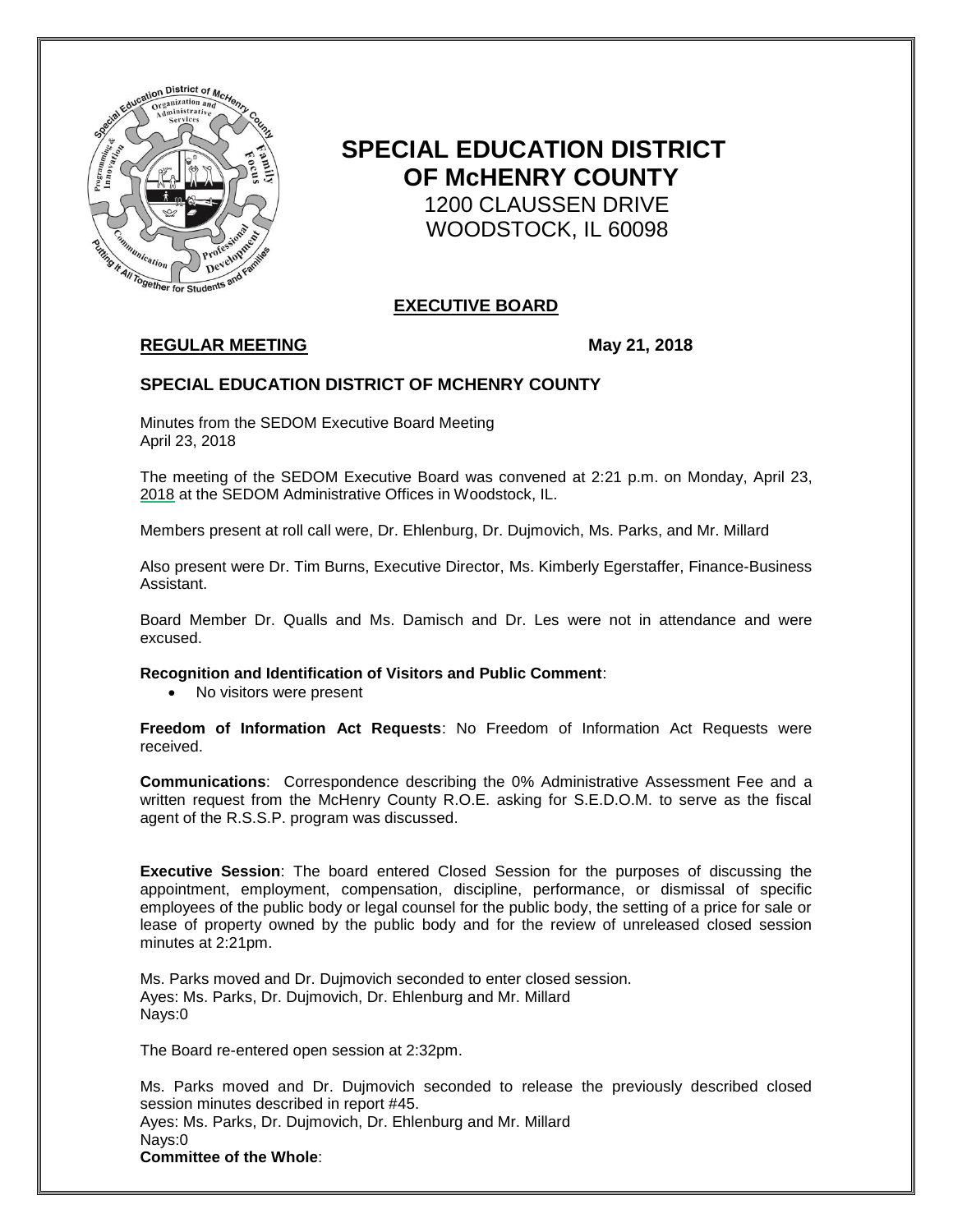# SPECIAL EDUCATION DISTRICT OF McHENRY COUNTY

1200 CLAUSSEN DRIVE
WOODSTOCK, IL 60098

## EXECUTIVE BOARD

**REGULAR MEETING** **May 21, 2018**

### SPECIAL EDUCATION DISTRICT OF MCHENRY COUNTY

Minutes from the SEDOM Executive Board Meeting
April 23, 2018

The meeting of the SEDOM Executive Board was convened at 2:21 p.m. on Monday, April 23, 2018 at the SEDOM Administrative Offices in Woodstock, IL.

Members present at roll call were, Dr. Ehlenburg, Dr. Dujmovich, Ms. Parks, and Mr. Millard

Also present were Dr. Tim Burns, Executive Director, Ms. Kimberly Egerstaffer, Finance-Business Assistant.

Board Member Dr. Qualls and Ms. Damisch and Dr. Les were not in attendance and were excused.

**Recognition and Identification of Visitors and Public Comment**:

- No visitors were present

**Freedom of Information Act Requests**: No Freedom of Information Act Requests were received.

**Communications**: Correspondence describing the 0% Administrative Assessment Fee and a written request from the McHenry County R.O.E. asking for S.E.D.O.M. to serve as the fiscal agent of the R.S.S.P. program was discussed.

**Executive Session**: The board entered Closed Session for the purposes of discussing the appointment, employment, compensation, discipline, performance, or dismissal of specific employees of the public body or legal counsel for the public body, the setting of a price for sale or lease of property owned by the public body and for the review of unreleased closed session minutes at 2:21pm.

Ms. Parks moved and Dr. Dujmovich seconded to enter closed session.
Ayes: Ms. Parks, Dr. Dujmovich, Dr. Ehlenburg and Mr. Millard
Nays:0

The Board re-entered open session at 2:32pm.

Ms. Parks moved and Dr. Dujmovich seconded to release the previously described closed session minutes described in report #45.
Ayes: Ms. Parks, Dr. Dujmovich, Dr. Ehlenburg and Mr. Millard
Nays:0

**Committee of the Whole**: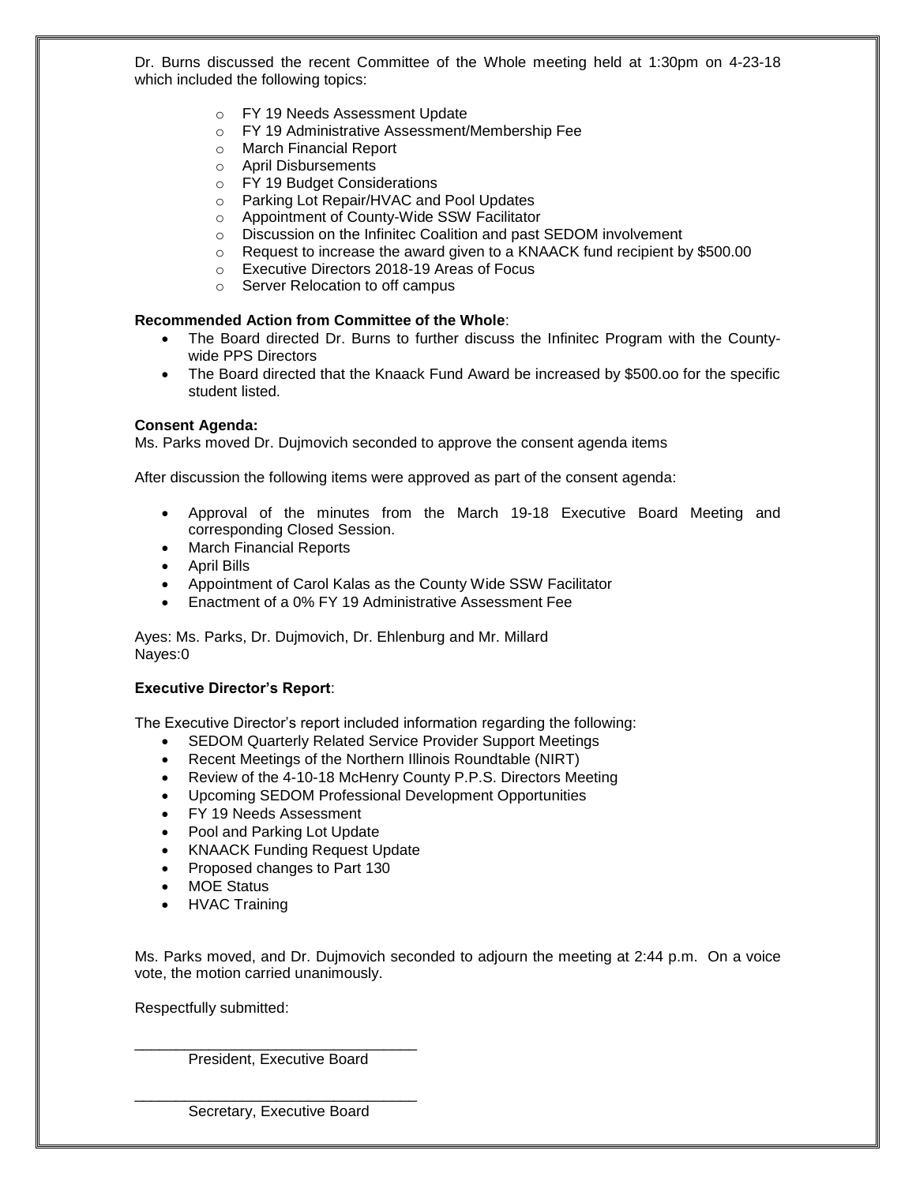Dr. Burns discussed the recent Committee of the Whole meeting held at 1:30pm on 4-23-18 which included the following topics:

- FY 19 Needs Assessment Update
- FY 19 Administrative Assessment/Membership Fee
- March Financial Report
- April Disbursements
- FY 19 Budget Considerations
- Parking Lot Repair/HVAC and Pool Updates
- Appointment of County-Wide SSW Facilitator
- Discussion on the Infinitec Coalition and past SEDOM involvement
- Request to increase the award given to a KNAACK fund recipient by $500.00
- Executive Directors 2018-19 Areas of Focus
- Server Relocation to off campus

**Recommended Action from Committee of the Whole**:

- The Board directed Dr. Burns to further discuss the Infinitec Program with the County-wide PPS Directors
- The Board directed that the Knaack Fund Award be increased by $500.oo for the specific student listed.

**Consent Agenda:**

Ms. Parks moved Dr. Dujmovich seconded to approve the consent agenda items

After discussion the following items were approved as part of the consent agenda:

- Approval of the minutes from the March 19-18 Executive Board Meeting and corresponding Closed Session.
- March Financial Reports
- April Bills
- Appointment of Carol Kalas as the County Wide SSW Facilitator
- Enactment of a 0% FY 19 Administrative Assessment Fee

Ayes: Ms. Parks, Dr. Dujmovich, Dr. Ehlenburg and Mr. Millard
Nayes:0

**Executive Director's Report**:

The Executive Director's report included information regarding the following:

- SEDOM Quarterly Related Service Provider Support Meetings
- Recent Meetings of the Northern Illinois Roundtable (NIRT)
- Review of the 4-10-18 McHenry County P.P.S. Directors Meeting
- Upcoming SEDOM Professional Development Opportunities
- FY 19 Needs Assessment
- Pool and Parking Lot Update
- KNAACK Funding Request Update
- Proposed changes to Part 130
- MOE Status
- HVAC Training

Ms. Parks moved, and Dr. Dujmovich seconded to adjourn the meeting at 2:44 p.m. On a voice vote, the motion carried unanimously.

Respectfully submitted:

\_\_\_\_\_\_\_\_\_\_\_\_\_\_\_\_\_\_\_\_\_\_\_\_\_\_\_\_\_\_\_\_\_\_
President, Executive Board

\_\_\_\_\_\_\_\_\_\_\_\_\_\_\_\_\_\_\_\_\_\_\_\_\_\_\_\_\_\_\_\_\_\_
Secretary, Executive Board